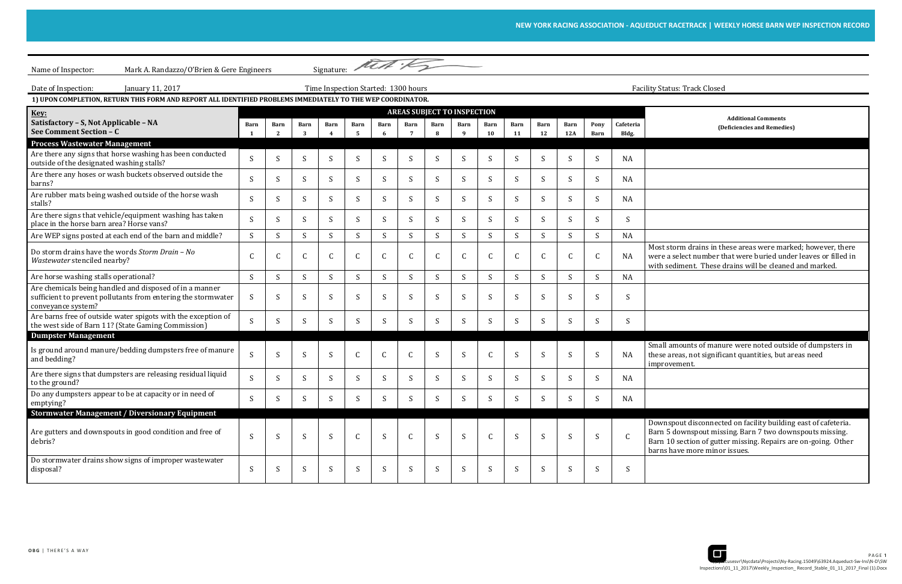NEW YORK RACING ASSOCIATION - AQUEDUCT RACETRACK | WEEKLY HORSE BARN WEP INSPECTION RECORD

Name of Inspector: Mark A. Randazzo/O'Brien & Gere Engineers Signature:

Date of Inspection: January 11, 2017 Time Inspection Started: 1300 hours Facility Status: Track Closed

**1) UPON COMPLETION, RETURN THIS FORM AND REPORT ALL IDENTIFIED PROBLEMS IMMEDIATELY TO THE WEP COORDINATOR.**

| **Key:** Satisfactory – S, Not Applicable – NA See Comment Section – C | AREAS SUBJECT TO INSPECTION | | | | | | | | | | | | | | | Additional Comments (Deficiencies and Remedies) |
|---|---|---|---|---|---|---|---|---|---|---|---|---|---|---|---|---|
| | Barn 1 | Barn 2 | Barn 3 | Barn 4 | Barn 5 | Barn 6 | Barn 7 | Barn 8 | Barn 9 | Barn 10 | Barn 11 | Barn 12 | Barn 12A | Pony Barn | Cafeteria Bldg. | |
| **Process Wastewater Management** | | | | | | | | | | | | | | | | |
| Are there any signs that horse washing has been conducted outside of the designated washing stalls? | S | S | S | S | S | S | S | S | S | S | S | S | S | S | NA | |
| Are there any hoses or wash buckets observed outside the barns? | S | S | S | S | S | S | S | S | S | S | S | S | S | S | NA | |
| Are rubber mats being washed outside of the horse wash stalls? | S | S | S | S | S | S | S | S | S | S | S | S | S | S | NA | |
| Are there signs that vehicle/equipment washing has taken place in the horse barn area? Horse vans? | S | S | S | S | S | S | S | S | S | S | S | S | S | S | S | |
| Are WEP signs posted at each end of the barn and middle? | S | S | S | S | S | S | S | S | S | S | S | S | S | S | NA | |
| Do storm drains have the words *Storm Drain – No Wastewater* stenciled nearby? | C | C | C | C | C | C | C | C | C | C | C | C | C | C | NA | Most storm drains in these areas were marked; however, there were a select number that were buried under leaves or filled in with sediment. These drains will be cleaned and marked. |
| Are horse washing stalls operational? | S | S | S | S | S | S | S | S | S | S | S | S | S | S | NA | |
| Are chemicals being handled and disposed of in a manner sufficient to prevent pollutants from entering the stormwater conveyance system? | S | S | S | S | S | S | S | S | S | S | S | S | S | S | S | |
| Are barns free of outside water spigots with the exception of the west side of Barn 11? (State Gaming Commission) | S | S | S | S | S | S | S | S | S | S | S | S | S | S | S | |
| **Dumpster Management** | | | | | | | | | | | | | | | | |
| Is ground around manure/bedding dumpsters free of manure and bedding? | S | S | S | S | C | C | C | S | S | C | S | S | S | S | NA | Small amounts of manure were noted outside of dumpsters in these areas, not significant quantities, but areas need improvement. |
| Are there signs that dumpsters are releasing residual liquid to the ground? | S | S | S | S | S | S | S | S | S | S | S | S | S | S | NA | |
| Do any dumpsters appear to be at capacity or in need of emptying? | S | S | S | S | S | S | S | S | S | S | S | S | S | S | NA | |
| **Stormwater Management / Diversionary Equipment** | | | | | | | | | | | | | | | | |
| Are gutters and downspouts in good condition and free of debris? | S | S | S | S | C | S | C | S | S | C | S | S | S | S | C | Downspout disconnected on facility building east of cafeteria. Barn 5 downspout missing. Barn 7 two downspouts missing. Barn 10 section of gutter missing. Repairs are on-going. Other barns have more minor issues. |
| Do stormwater drains show signs of improper wastewater disposal? | S | S | S | S | S | S | S | S | S | S | S | S | S | S | S | |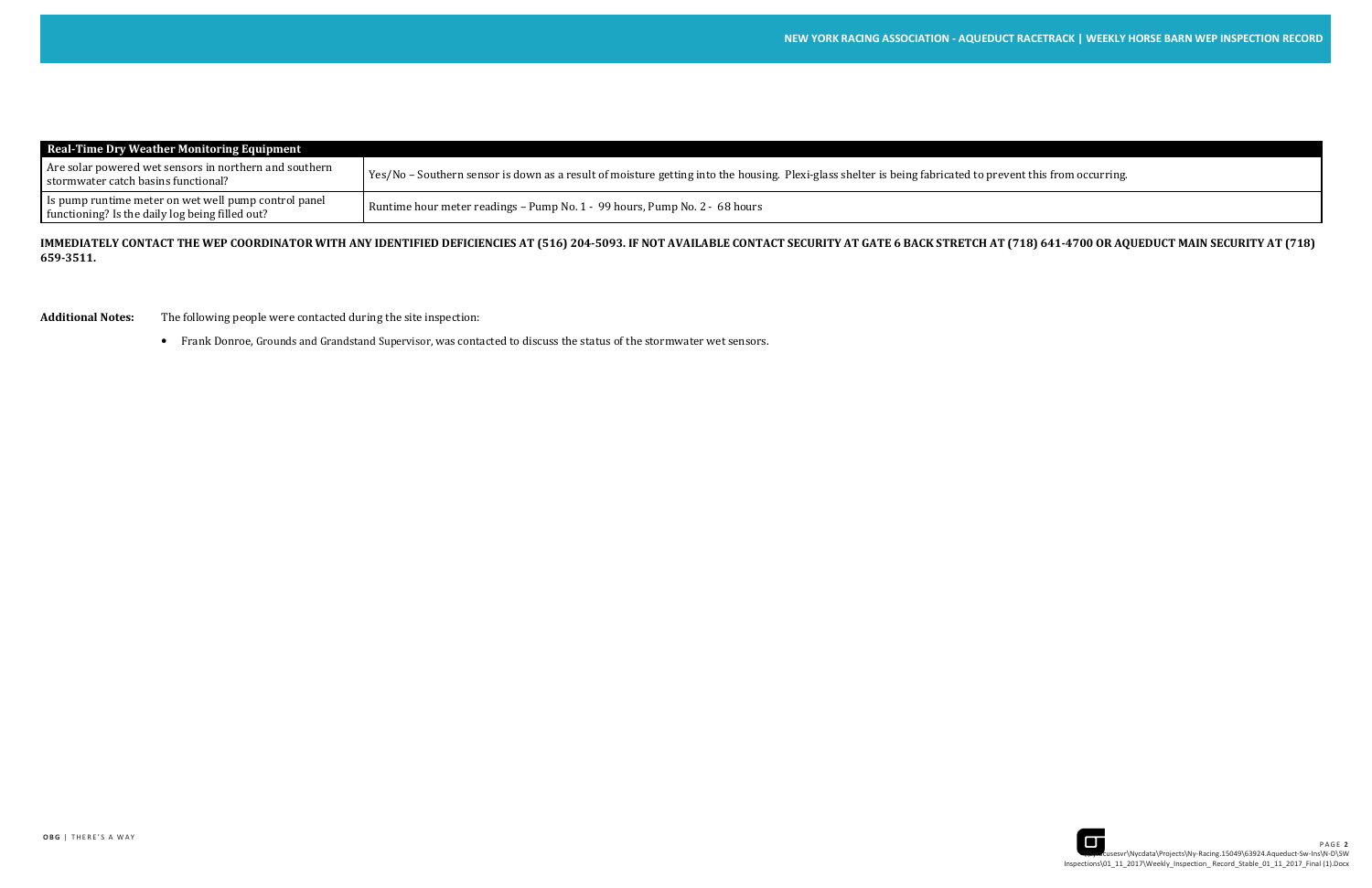| Real-Time Dry Weather Monitoring Equipment | |
|---|---|
| Are solar powered wet sensors in northern and southern stormwater catch basins functional? | Yes/No – Southern sensor is down as a result of moisture getting into the housing. Plexi-glass shelter is being fabricated to prevent this from occurring. |
| Is pump runtime meter on wet well pump control panel functioning? Is the daily log being filled out? | Runtime hour meter readings – Pump No. 1 - 99 hours, Pump No. 2 - 68 hours |

**IMMEDIATELY CONTACT THE WEP COORDINATOR WITH ANY IDENTIFIED DEFICIENCIES AT (516) 204-5093. IF NOT AVAILABLE CONTACT SECURITY AT GATE 6 BACK STRETCH AT (718) 641-4700 OR AQUEDUCT MAIN SECURITY AT (718) 659-3511.**

**Additional Notes:** The following people were contacted during the site inspection:

- Frank Donroe, Grounds and Grandstand Supervisor, was contacted to discuss the status of the stormwater wet sensors.